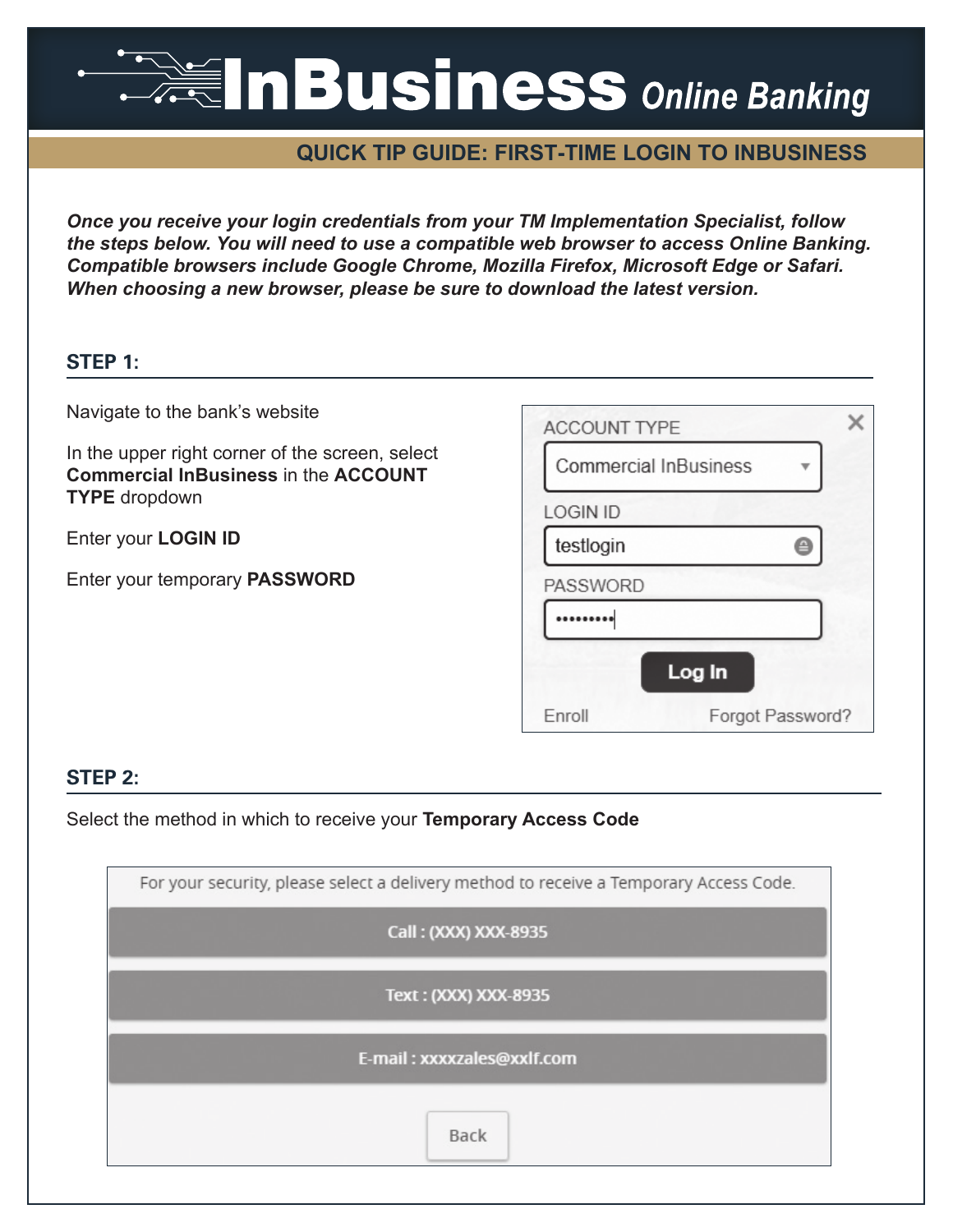# InBusiness Online Banking

## QUICK TIP GUIDE: FIRST-TIME LOGIN TO INBUSINESS

***Once you receive your login credentials from your TM Implementation Specialist, follow the steps below. You will need to use a compatible web browser to access Online Banking. Compatible browsers include Google Chrome, Mozilla Firefox, Microsoft Edge or Safari. When choosing a new browser, please be sure to download the latest version.***

### STEP 1:

Navigate to the bank's website

In the upper right corner of the screen, select **Commercial InBusiness** in the **ACCOUNT TYPE** dropdown

Enter your **LOGIN ID**

Enter your temporary **PASSWORD**

ACCOUNT TYPE

Commercial InBusiness

LOGIN ID

testlogin

PASSWORD

•••••••••

Log In

Enroll Forgot Password?

### STEP 2:

Select the method in which to receive your **Temporary Access Code**

For your security, please select a delivery method to receive a Temporary Access Code.

Call : (XXX) XXX-8935

Text : (XXX) XXX-8935

E-mail : xxxxzales@xxlf.com

Back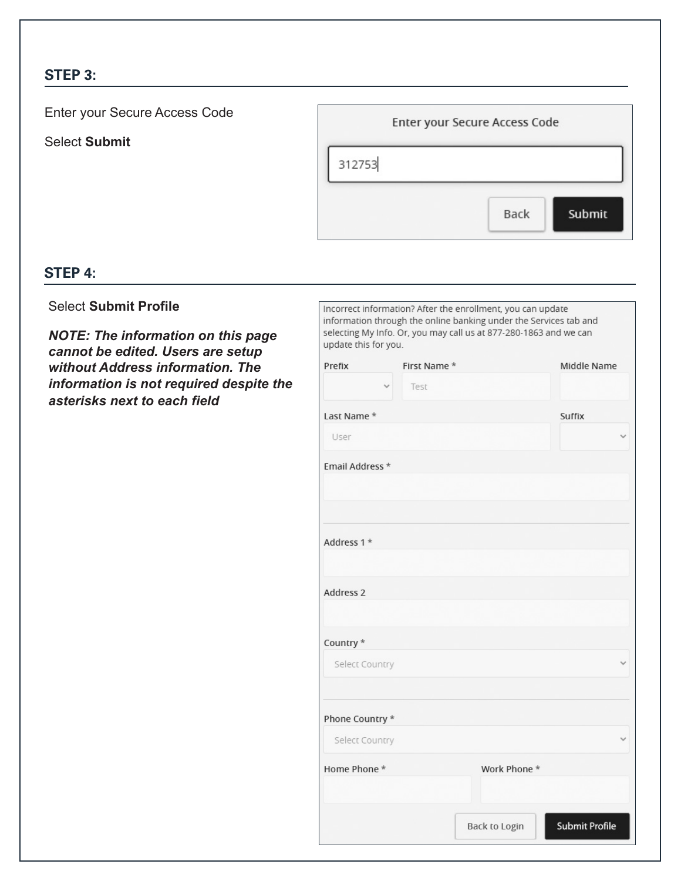## STEP 3:

Enter your Secure Access Code

Select **Submit**

Enter your Secure Access Code

312753

Back | Submit

## STEP 4:

Select **Submit Profile**

***NOTE: The information on this page cannot be edited. Users are setup without Address information. The information is not required despite the asterisks next to each field***

Incorrect information? After the enrollment, you can update information through the online banking under the Services tab and selecting My Info. Or, you may call us at 877-280-1863 and we can update this for you.

Prefix | First Name * | Middle Name

Test

Last Name * | Suffix

User

Email Address *

Address 1 *

Address 2

Country *

Select Country

Phone Country *

Select Country

Home Phone * | Work Phone *

Back to Login | Submit Profile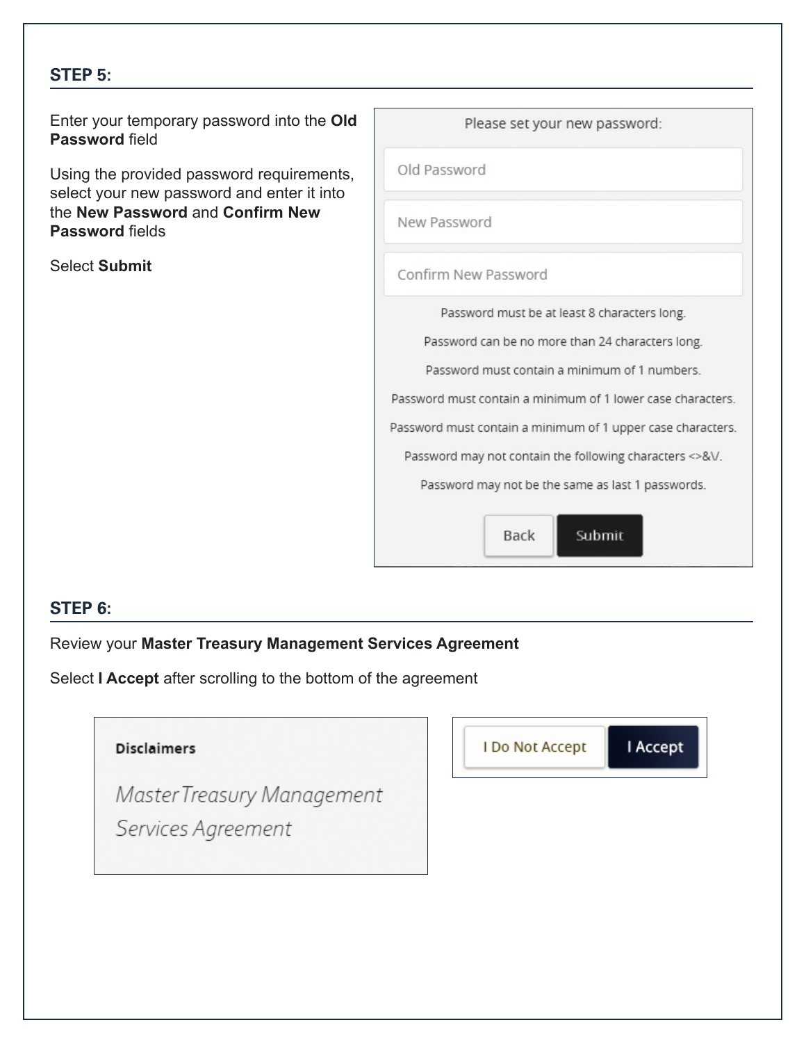## STEP 5:

Enter your temporary password into the **Old Password** field

Using the provided password requirements, select your new password and enter it into the **New Password** and **Confirm New Password** fields

Select **Submit**

Please set your new password:

Old Password

New Password

Confirm New Password

Password must be at least 8 characters long.

Password can be no more than 24 characters long.

Password must contain a minimum of 1 numbers.

Password must contain a minimum of 1 lower case characters.

Password must contain a minimum of 1 upper case characters.

Password may not contain the following characters <>&\/.

Password may not be the same as last 1 passwords.

Back Submit

## STEP 6:

Review your **Master Treasury Management Services Agreement**

Select **I Accept** after scrolling to the bottom of the agreement

**Disclaimers**

*Master Treasury Management Services Agreement*

I Do Not Accept I Accept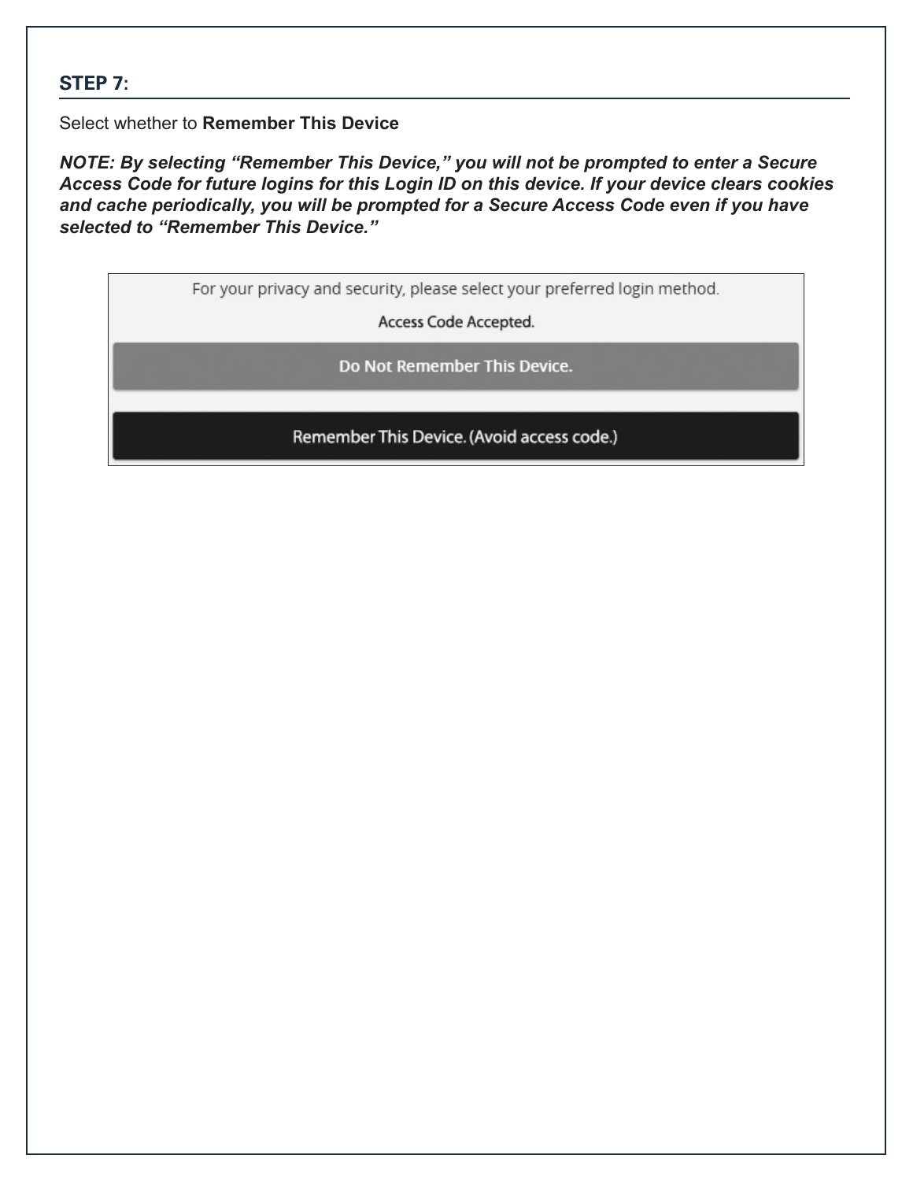### STEP 7:

Select whether to **Remember This Device**

***NOTE: By selecting "Remember This Device," you will not be prompted to enter a Secure Access Code for future logins for this Login ID on this device. If your device clears cookies and cache periodically, you will be prompted for a Secure Access Code even if you have selected to "Remember This Device."***

For your privacy and security, please select your preferred login method.

Access Code Accepted.

Do Not Remember This Device.

Remember This Device. (Avoid access code.)